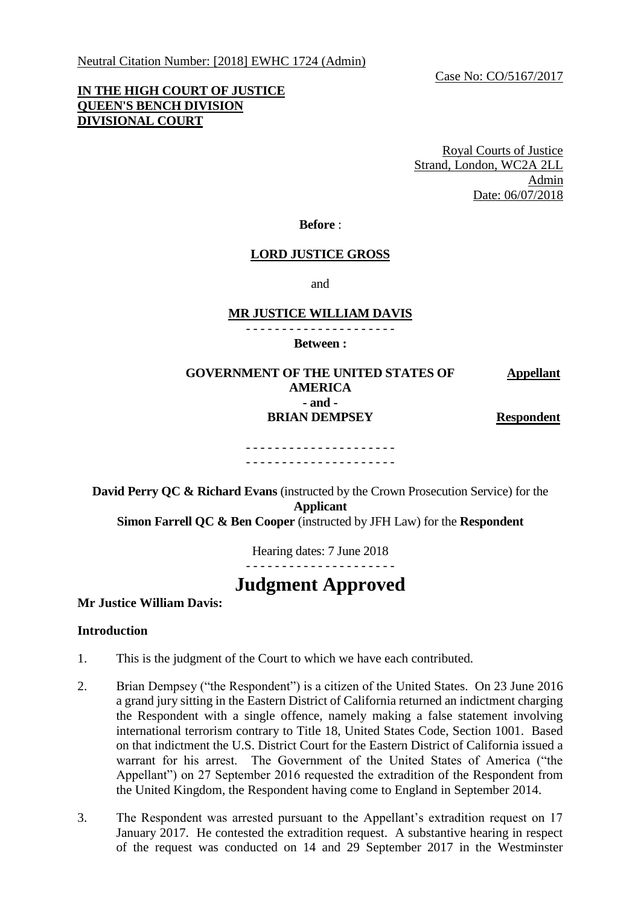Neutral Citation Number: [2018] EWHC 1724 (Admin)

Case No: CO/5167/2017

**IN THE HIGH COURT OF JUSTICE**
**QUEEN'S BENCH DIVISION**
**DIVISIONAL COURT**

Royal Courts of Justice
Strand, London, WC2A 2LL
Admin
Date: 06/07/2018

**Before** :

**LORD JUSTICE GROSS**

and

**MR JUSTICE WILLIAM DAVIS**

- - - - - - - - - - - - - - - - - - - - -

**Between :**

| | |
|---|---|
| **GOVERNMENT OF THE UNITED STATES OF AMERICA** | **Appellant** |
| **- and -** | |
| **BRIAN DEMPSEY** | **Respondent** |

- - - - - - - - - - - - - - - - - - - - -
- - - - - - - - - - - - - - - - - - - - -

**David Perry QC & Richard Evans** (instructed by the Crown Prosecution Service) for the **Applicant**
**Simon Farrell QC & Ben Cooper** (instructed by JFH Law) for the **Respondent**

Hearing dates: 7 June 2018

- - - - - - - - - - - - - - - - - - - - -

# Judgment Approved

**Mr Justice William Davis:**

## Introduction

1. This is the judgment of the Court to which we have each contributed.

2. Brian Dempsey ("the Respondent") is a citizen of the United States. On 23 June 2016 a grand jury sitting in the Eastern District of California returned an indictment charging the Respondent with a single offence, namely making a false statement involving international terrorism contrary to Title 18, United States Code, Section 1001. Based on that indictment the U.S. District Court for the Eastern District of California issued a warrant for his arrest. The Government of the United States of America ("the Appellant") on 27 September 2016 requested the extradition of the Respondent from the United Kingdom, the Respondent having come to England in September 2014.

3. The Respondent was arrested pursuant to the Appellant's extradition request on 17 January 2017. He contested the extradition request. A substantive hearing in respect of the request was conducted on 14 and 29 September 2017 in the Westminster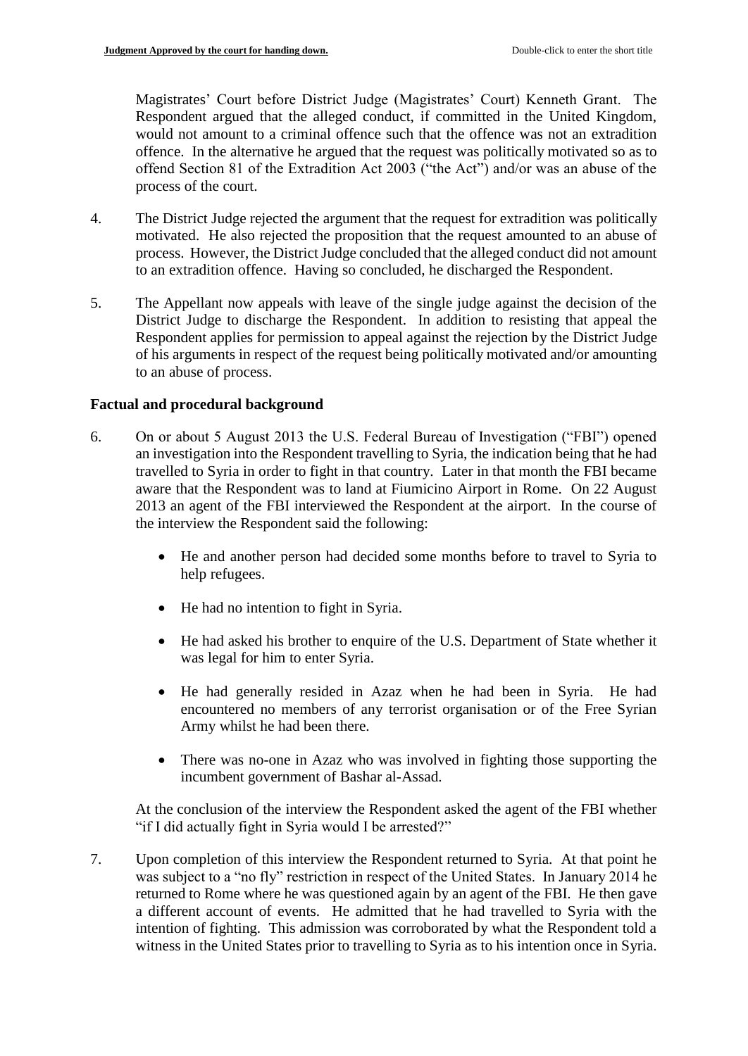Magistrates' Court before District Judge (Magistrates' Court) Kenneth Grant. The Respondent argued that the alleged conduct, if committed in the United Kingdom, would not amount to a criminal offence such that the offence was not an extradition offence. In the alternative he argued that the request was politically motivated so as to offend Section 81 of the Extradition Act 2003 ("the Act") and/or was an abuse of the process of the court.

4. The District Judge rejected the argument that the request for extradition was politically motivated. He also rejected the proposition that the request amounted to an abuse of process. However, the District Judge concluded that the alleged conduct did not amount to an extradition offence. Having so concluded, he discharged the Respondent.

5. The Appellant now appeals with leave of the single judge against the decision of the District Judge to discharge the Respondent. In addition to resisting that appeal the Respondent applies for permission to appeal against the rejection by the District Judge of his arguments in respect of the request being politically motivated and/or amounting to an abuse of process.

## Factual and procedural background

6. On or about 5 August 2013 the U.S. Federal Bureau of Investigation ("FBI") opened an investigation into the Respondent travelling to Syria, the indication being that he had travelled to Syria in order to fight in that country. Later in that month the FBI became aware that the Respondent was to land at Fiumicino Airport in Rome. On 22 August 2013 an agent of the FBI interviewed the Respondent at the airport. In the course of the interview the Respondent said the following:

   - He and another person had decided some months before to travel to Syria to help refugees.
   - He had no intention to fight in Syria.
   - He had asked his brother to enquire of the U.S. Department of State whether it was legal for him to enter Syria.
   - He had generally resided in Azaz when he had been in Syria. He had encountered no members of any terrorist organisation or of the Free Syrian Army whilst he had been there.
   - There was no-one in Azaz who was involved in fighting those supporting the incumbent government of Bashar al-Assad.

   At the conclusion of the interview the Respondent asked the agent of the FBI whether "if I did actually fight in Syria would I be arrested?"

7. Upon completion of this interview the Respondent returned to Syria. At that point he was subject to a "no fly" restriction in respect of the United States. In January 2014 he returned to Rome where he was questioned again by an agent of the FBI. He then gave a different account of events. He admitted that he had travelled to Syria with the intention of fighting. This admission was corroborated by what the Respondent told a witness in the United States prior to travelling to Syria as to his intention once in Syria.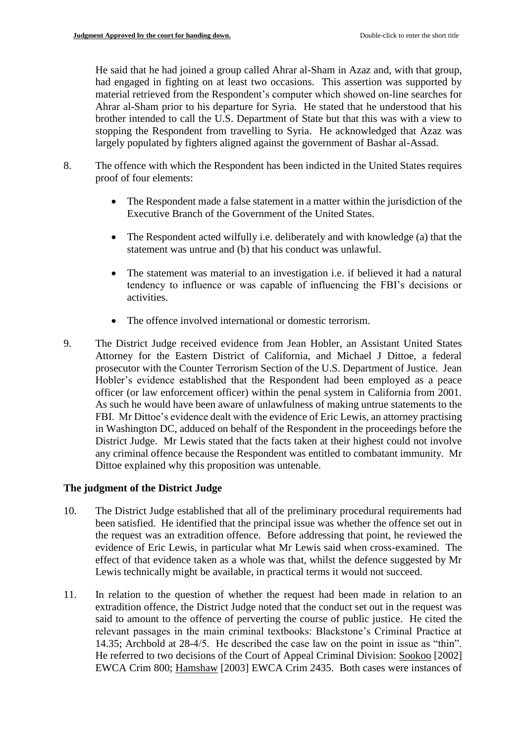He said that he had joined a group called Ahrar al-Sham in Azaz and, with that group, had engaged in fighting on at least two occasions. This assertion was supported by material retrieved from the Respondent's computer which showed on-line searches for Ahrar al-Sham prior to his departure for Syria. He stated that he understood that his brother intended to call the U.S. Department of State but that this was with a view to stopping the Respondent from travelling to Syria. He acknowledged that Azaz was largely populated by fighters aligned against the government of Bashar al-Assad.

8. The offence with which the Respondent has been indicted in the United States requires proof of four elements:

    - The Respondent made a false statement in a matter within the jurisdiction of the Executive Branch of the Government of the United States.
    - The Respondent acted wilfully i.e. deliberately and with knowledge (a) that the statement was untrue and (b) that his conduct was unlawful.
    - The statement was material to an investigation i.e. if believed it had a natural tendency to influence or was capable of influencing the FBI's decisions or activities.
    - The offence involved international or domestic terrorism.

9. The District Judge received evidence from Jean Hobler, an Assistant United States Attorney for the Eastern District of California, and Michael J Dittoe, a federal prosecutor with the Counter Terrorism Section of the U.S. Department of Justice. Jean Hobler's evidence established that the Respondent had been employed as a peace officer (or law enforcement officer) within the penal system in California from 2001. As such he would have been aware of unlawfulness of making untrue statements to the FBI. Mr Dittoe's evidence dealt with the evidence of Eric Lewis, an attorney practising in Washington DC, adduced on behalf of the Respondent in the proceedings before the District Judge. Mr Lewis stated that the facts taken at their highest could not involve any criminal offence because the Respondent was entitled to combatant immunity. Mr Dittoe explained why this proposition was untenable.

## The judgment of the District Judge

10. The District Judge established that all of the preliminary procedural requirements had been satisfied. He identified that the principal issue was whether the offence set out in the request was an extradition offence. Before addressing that point, he reviewed the evidence of Eric Lewis, in particular what Mr Lewis said when cross-examined. The effect of that evidence taken as a whole was that, whilst the defence suggested by Mr Lewis technically might be available, in practical terms it would not succeed.

11. In relation to the question of whether the request had been made in relation to an extradition offence, the District Judge noted that the conduct set out in the request was said to amount to the offence of perverting the course of public justice. He cited the relevant passages in the main criminal textbooks: Blackstone's Criminal Practice at 14.35; Archbold at 28-4/5. He described the case law on the point in issue as "thin". He referred to two decisions of the Court of Appeal Criminal Division: Sookoo [2002] EWCA Crim 800; Hamshaw [2003] EWCA Crim 2435. Both cases were instances of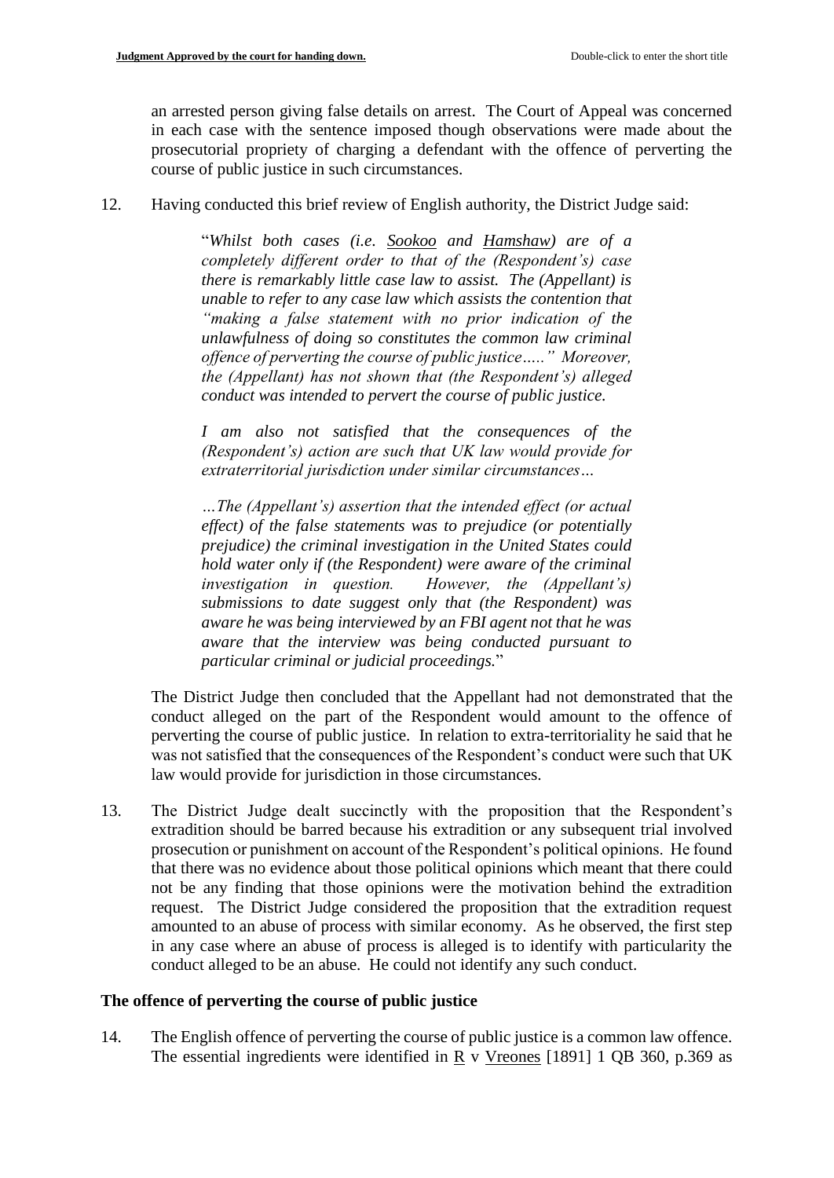an arrested person giving false details on arrest. The Court of Appeal was concerned in each case with the sentence imposed though observations were made about the prosecutorial propriety of charging a defendant with the offence of perverting the course of public justice in such circumstances.

12. Having conducted this brief review of English authority, the District Judge said:

> "*Whilst both cases (i.e. Sookoo and Hamshaw) are of a completely different order to that of the (Respondent's) case there is remarkably little case law to assist. The (Appellant) is unable to refer to any case law which assists the contention that "making a false statement with no prior indication of the unlawfulness of doing so constitutes the common law criminal offence of perverting the course of public justice….." Moreover, the (Appellant) has not shown that (the Respondent's) alleged conduct was intended to pervert the course of public justice.*
>
> *I am also not satisfied that the consequences of the (Respondent's) action are such that UK law would provide for extraterritorial jurisdiction under similar circumstances…*
>
> *…The (Appellant's) assertion that the intended effect (or actual effect) of the false statements was to prejudice (or potentially prejudice) the criminal investigation in the United States could hold water only if (the Respondent) were aware of the criminal investigation in question. However, the (Appellant's) submissions to date suggest only that (the Respondent) was aware he was being interviewed by an FBI agent not that he was aware that the interview was being conducted pursuant to particular criminal or judicial proceedings.*"

The District Judge then concluded that the Appellant had not demonstrated that the conduct alleged on the part of the Respondent would amount to the offence of perverting the course of public justice. In relation to extra-territoriality he said that he was not satisfied that the consequences of the Respondent's conduct were such that UK law would provide for jurisdiction in those circumstances.

13. The District Judge dealt succinctly with the proposition that the Respondent's extradition should be barred because his extradition or any subsequent trial involved prosecution or punishment on account of the Respondent's political opinions. He found that there was no evidence about those political opinions which meant that there could not be any finding that those opinions were the motivation behind the extradition request. The District Judge considered the proposition that the extradition request amounted to an abuse of process with similar economy. As he observed, the first step in any case where an abuse of process is alleged is to identify with particularity the conduct alleged to be an abuse. He could not identify any such conduct.

## The offence of perverting the course of public justice

14. The English offence of perverting the course of public justice is a common law offence. The essential ingredients were identified in R v Vreones [1891] 1 QB 360, p.369 as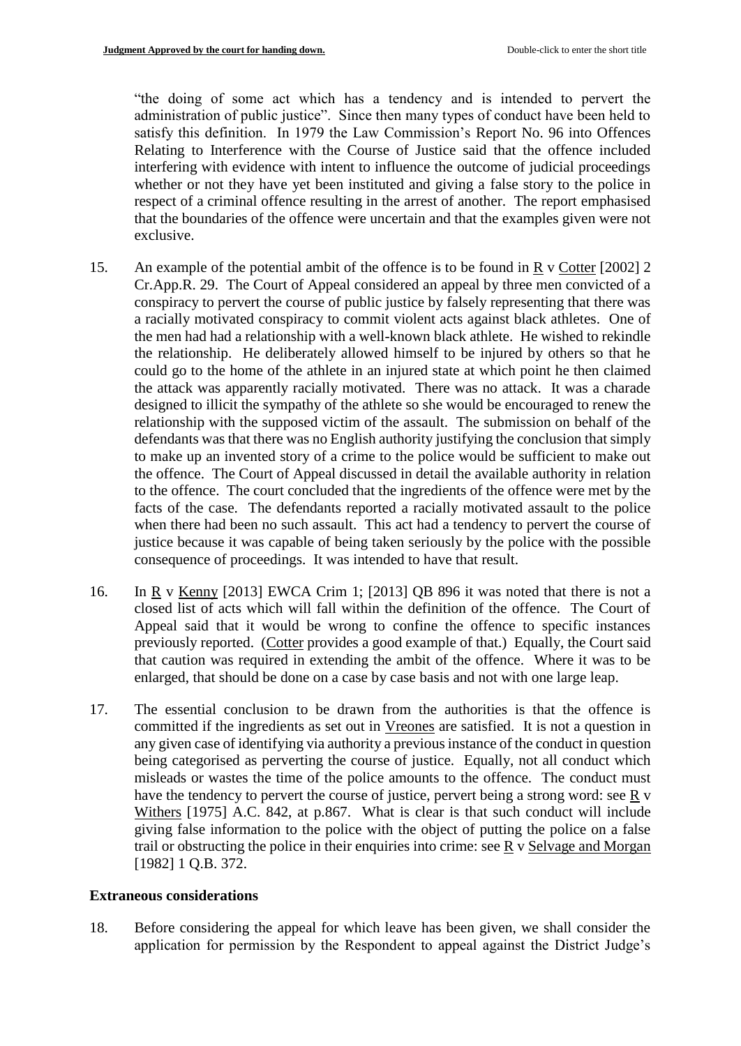"the doing of some act which has a tendency and is intended to pervert the administration of public justice". Since then many types of conduct have been held to satisfy this definition. In 1979 the Law Commission's Report No. 96 into Offences Relating to Interference with the Course of Justice said that the offence included interfering with evidence with intent to influence the outcome of judicial proceedings whether or not they have yet been instituted and giving a false story to the police in respect of a criminal offence resulting in the arrest of another. The report emphasised that the boundaries of the offence were uncertain and that the examples given were not exclusive.

15. An example of the potential ambit of the offence is to be found in R v Cotter [2002] 2 Cr.App.R. 29. The Court of Appeal considered an appeal by three men convicted of a conspiracy to pervert the course of public justice by falsely representing that there was a racially motivated conspiracy to commit violent acts against black athletes. One of the men had had a relationship with a well-known black athlete. He wished to rekindle the relationship. He deliberately allowed himself to be injured by others so that he could go to the home of the athlete in an injured state at which point he then claimed the attack was apparently racially motivated. There was no attack. It was a charade designed to illicit the sympathy of the athlete so she would be encouraged to renew the relationship with the supposed victim of the assault. The submission on behalf of the defendants was that there was no English authority justifying the conclusion that simply to make up an invented story of a crime to the police would be sufficient to make out the offence. The Court of Appeal discussed in detail the available authority in relation to the offence. The court concluded that the ingredients of the offence were met by the facts of the case. The defendants reported a racially motivated assault to the police when there had been no such assault. This act had a tendency to pervert the course of justice because it was capable of being taken seriously by the police with the possible consequence of proceedings. It was intended to have that result.

16. In R v Kenny [2013] EWCA Crim 1; [2013] QB 896 it was noted that there is not a closed list of acts which will fall within the definition of the offence. The Court of Appeal said that it would be wrong to confine the offence to specific instances previously reported. (Cotter provides a good example of that.) Equally, the Court said that caution was required in extending the ambit of the offence. Where it was to be enlarged, that should be done on a case by case basis and not with one large leap.

17. The essential conclusion to be drawn from the authorities is that the offence is committed if the ingredients as set out in Vreones are satisfied. It is not a question in any given case of identifying via authority a previous instance of the conduct in question being categorised as perverting the course of justice. Equally, not all conduct which misleads or wastes the time of the police amounts to the offence. The conduct must have the tendency to pervert the course of justice, pervert being a strong word: see R v Withers [1975] A.C. 842, at p.867. What is clear is that such conduct will include giving false information to the police with the object of putting the police on a false trail or obstructing the police in their enquiries into crime: see R v Selvage and Morgan [1982] 1 Q.B. 372.

## Extraneous considerations

18. Before considering the appeal for which leave has been given, we shall consider the application for permission by the Respondent to appeal against the District Judge's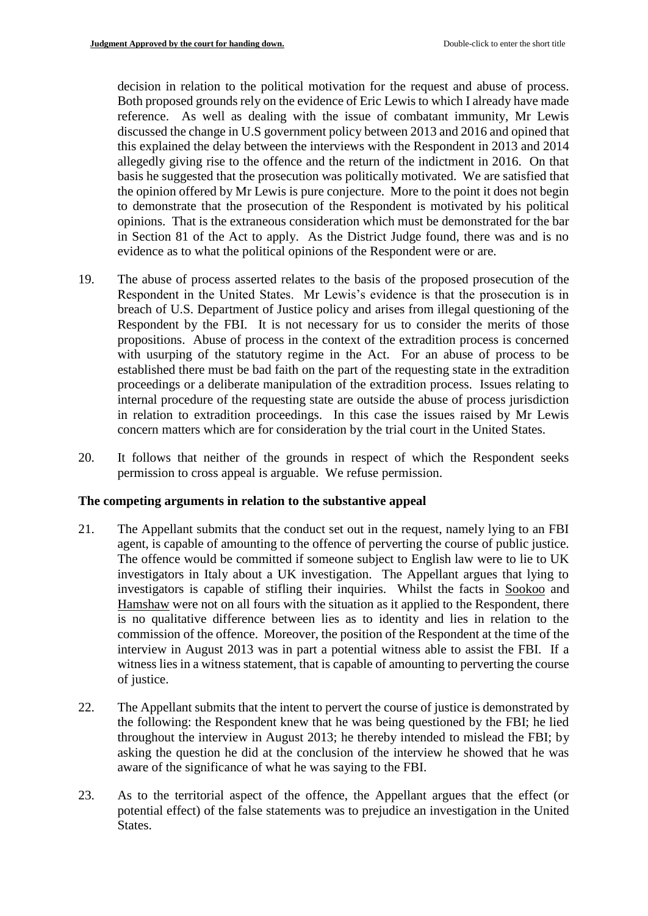decision in relation to the political motivation for the request and abuse of process. Both proposed grounds rely on the evidence of Eric Lewis to which I already have made reference. As well as dealing with the issue of combatant immunity, Mr Lewis discussed the change in U.S government policy between 2013 and 2016 and opined that this explained the delay between the interviews with the Respondent in 2013 and 2014 allegedly giving rise to the offence and the return of the indictment in 2016. On that basis he suggested that the prosecution was politically motivated. We are satisfied that the opinion offered by Mr Lewis is pure conjecture. More to the point it does not begin to demonstrate that the prosecution of the Respondent is motivated by his political opinions. That is the extraneous consideration which must be demonstrated for the bar in Section 81 of the Act to apply. As the District Judge found, there was and is no evidence as to what the political opinions of the Respondent were or are.

19. The abuse of process asserted relates to the basis of the proposed prosecution of the Respondent in the United States. Mr Lewis's evidence is that the prosecution is in breach of U.S. Department of Justice policy and arises from illegal questioning of the Respondent by the FBI. It is not necessary for us to consider the merits of those propositions. Abuse of process in the context of the extradition process is concerned with usurping of the statutory regime in the Act. For an abuse of process to be established there must be bad faith on the part of the requesting state in the extradition proceedings or a deliberate manipulation of the extradition process. Issues relating to internal procedure of the requesting state are outside the abuse of process jurisdiction in relation to extradition proceedings. In this case the issues raised by Mr Lewis concern matters which are for consideration by the trial court in the United States.

20. It follows that neither of the grounds in respect of which the Respondent seeks permission to cross appeal is arguable. We refuse permission.

## The competing arguments in relation to the substantive appeal

21. The Appellant submits that the conduct set out in the request, namely lying to an FBI agent, is capable of amounting to the offence of perverting the course of public justice. The offence would be committed if someone subject to English law were to lie to UK investigators in Italy about a UK investigation. The Appellant argues that lying to investigators is capable of stifling their inquiries. Whilst the facts in Sookoo and Hamshaw were not on all fours with the situation as it applied to the Respondent, there is no qualitative difference between lies as to identity and lies in relation to the commission of the offence. Moreover, the position of the Respondent at the time of the interview in August 2013 was in part a potential witness able to assist the FBI. If a witness lies in a witness statement, that is capable of amounting to perverting the course of justice.

22. The Appellant submits that the intent to pervert the course of justice is demonstrated by the following: the Respondent knew that he was being questioned by the FBI; he lied throughout the interview in August 2013; he thereby intended to mislead the FBI; by asking the question he did at the conclusion of the interview he showed that he was aware of the significance of what he was saying to the FBI.

23. As to the territorial aspect of the offence, the Appellant argues that the effect (or potential effect) of the false statements was to prejudice an investigation in the United States.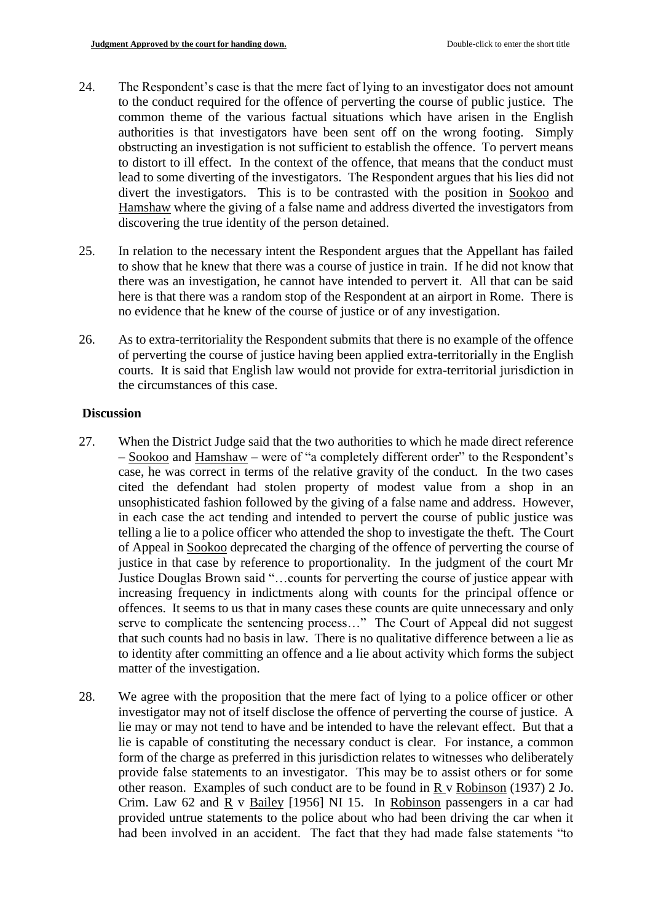24. The Respondent's case is that the mere fact of lying to an investigator does not amount to the conduct required for the offence of perverting the course of public justice. The common theme of the various factual situations which have arisen in the English authorities is that investigators have been sent off on the wrong footing. Simply obstructing an investigation is not sufficient to establish the offence. To pervert means to distort to ill effect. In the context of the offence, that means that the conduct must lead to some diverting of the investigators. The Respondent argues that his lies did not divert the investigators. This is to be contrasted with the position in Sookoo and Hamshaw where the giving of a false name and address diverted the investigators from discovering the true identity of the person detained.

25. In relation to the necessary intent the Respondent argues that the Appellant has failed to show that he knew that there was a course of justice in train. If he did not know that there was an investigation, he cannot have intended to pervert it. All that can be said here is that there was a random stop of the Respondent at an airport in Rome. There is no evidence that he knew of the course of justice or of any investigation.

26. As to extra-territoriality the Respondent submits that there is no example of the offence of perverting the course of justice having been applied extra-territorially in the English courts. It is said that English law would not provide for extra-territorial jurisdiction in the circumstances of this case.

## Discussion

27. When the District Judge said that the two authorities to which he made direct reference – Sookoo and Hamshaw – were of "a completely different order" to the Respondent's case, he was correct in terms of the relative gravity of the conduct. In the two cases cited the defendant had stolen property of modest value from a shop in an unsophisticated fashion followed by the giving of a false name and address. However, in each case the act tending and intended to pervert the course of public justice was telling a lie to a police officer who attended the shop to investigate the theft. The Court of Appeal in Sookoo deprecated the charging of the offence of perverting the course of justice in that case by reference to proportionality. In the judgment of the court Mr Justice Douglas Brown said "…counts for perverting the course of justice appear with increasing frequency in indictments along with counts for the principal offence or offences. It seems to us that in many cases these counts are quite unnecessary and only serve to complicate the sentencing process…" The Court of Appeal did not suggest that such counts had no basis in law. There is no qualitative difference between a lie as to identity after committing an offence and a lie about activity which forms the subject matter of the investigation.

28. We agree with the proposition that the mere fact of lying to a police officer or other investigator may not of itself disclose the offence of perverting the course of justice. A lie may or may not tend to have and be intended to have the relevant effect. But that a lie is capable of constituting the necessary conduct is clear. For instance, a common form of the charge as preferred in this jurisdiction relates to witnesses who deliberately provide false statements to an investigator. This may be to assist others or for some other reason. Examples of such conduct are to be found in R v Robinson (1937) 2 Jo. Crim. Law 62 and R v Bailey [1956] NI 15. In Robinson passengers in a car had provided untrue statements to the police about who had been driving the car when it had been involved in an accident. The fact that they had made false statements "to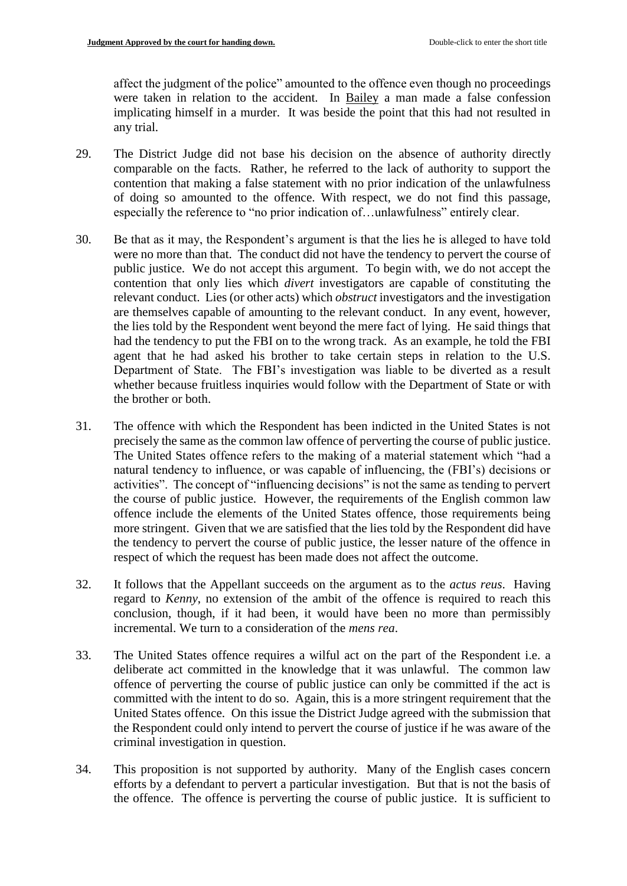affect the judgment of the police" amounted to the offence even though no proceedings were taken in relation to the accident. In Bailey a man made a false confession implicating himself in a murder. It was beside the point that this had not resulted in any trial.

29. The District Judge did not base his decision on the absence of authority directly comparable on the facts. Rather, he referred to the lack of authority to support the contention that making a false statement with no prior indication of the unlawfulness of doing so amounted to the offence. With respect, we do not find this passage, especially the reference to "no prior indication of…unlawfulness" entirely clear.

30. Be that as it may, the Respondent's argument is that the lies he is alleged to have told were no more than that. The conduct did not have the tendency to pervert the course of public justice. We do not accept this argument. To begin with, we do not accept the contention that only lies which *divert* investigators are capable of constituting the relevant conduct. Lies (or other acts) which *obstruct* investigators and the investigation are themselves capable of amounting to the relevant conduct. In any event, however, the lies told by the Respondent went beyond the mere fact of lying. He said things that had the tendency to put the FBI on to the wrong track. As an example, he told the FBI agent that he had asked his brother to take certain steps in relation to the U.S. Department of State. The FBI's investigation was liable to be diverted as a result whether because fruitless inquiries would follow with the Department of State or with the brother or both.

31. The offence with which the Respondent has been indicted in the United States is not precisely the same as the common law offence of perverting the course of public justice. The United States offence refers to the making of a material statement which "had a natural tendency to influence, or was capable of influencing, the (FBI's) decisions or activities". The concept of "influencing decisions" is not the same as tending to pervert the course of public justice. However, the requirements of the English common law offence include the elements of the United States offence, those requirements being more stringent. Given that we are satisfied that the lies told by the Respondent did have the tendency to pervert the course of public justice, the lesser nature of the offence in respect of which the request has been made does not affect the outcome.

32. It follows that the Appellant succeeds on the argument as to the *actus reus*. Having regard to *Kenny*, no extension of the ambit of the offence is required to reach this conclusion, though, if it had been, it would have been no more than permissibly incremental. We turn to a consideration of the *mens rea*.

33. The United States offence requires a wilful act on the part of the Respondent i.e. a deliberate act committed in the knowledge that it was unlawful. The common law offence of perverting the course of public justice can only be committed if the act is committed with the intent to do so. Again, this is a more stringent requirement that the United States offence. On this issue the District Judge agreed with the submission that the Respondent could only intend to pervert the course of justice if he was aware of the criminal investigation in question.

34. This proposition is not supported by authority. Many of the English cases concern efforts by a defendant to pervert a particular investigation. But that is not the basis of the offence. The offence is perverting the course of public justice. It is sufficient to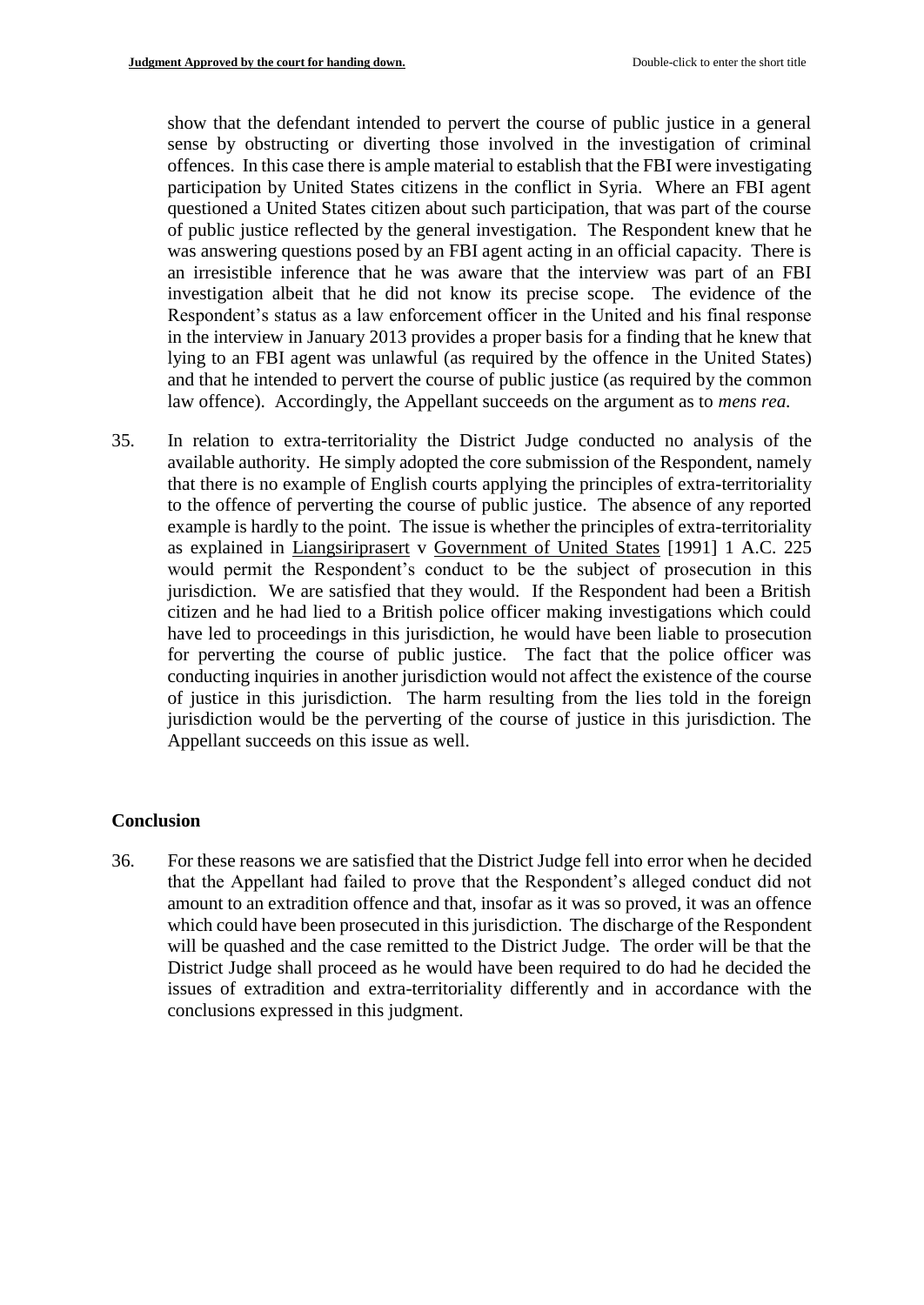show that the defendant intended to pervert the course of public justice in a general sense by obstructing or diverting those involved in the investigation of criminal offences. In this case there is ample material to establish that the FBI were investigating participation by United States citizens in the conflict in Syria. Where an FBI agent questioned a United States citizen about such participation, that was part of the course of public justice reflected by the general investigation. The Respondent knew that he was answering questions posed by an FBI agent acting in an official capacity. There is an irresistible inference that he was aware that the interview was part of an FBI investigation albeit that he did not know its precise scope. The evidence of the Respondent's status as a law enforcement officer in the United and his final response in the interview in January 2013 provides a proper basis for a finding that he knew that lying to an FBI agent was unlawful (as required by the offence in the United States) and that he intended to pervert the course of public justice (as required by the common law offence). Accordingly, the Appellant succeeds on the argument as to *mens rea*.

35. In relation to extra-territoriality the District Judge conducted no analysis of the available authority. He simply adopted the core submission of the Respondent, namely that there is no example of English courts applying the principles of extra-territoriality to the offence of perverting the course of public justice. The absence of any reported example is hardly to the point. The issue is whether the principles of extra-territoriality as explained in Liangsiriprasert v Government of United States [1991] 1 A.C. 225 would permit the Respondent's conduct to be the subject of prosecution in this jurisdiction. We are satisfied that they would. If the Respondent had been a British citizen and he had lied to a British police officer making investigations which could have led to proceedings in this jurisdiction, he would have been liable to prosecution for perverting the course of public justice. The fact that the police officer was conducting inquiries in another jurisdiction would not affect the existence of the course of justice in this jurisdiction. The harm resulting from the lies told in the foreign jurisdiction would be the perverting of the course of justice in this jurisdiction. The Appellant succeeds on this issue as well.

## Conclusion

36. For these reasons we are satisfied that the District Judge fell into error when he decided that the Appellant had failed to prove that the Respondent's alleged conduct did not amount to an extradition offence and that, insofar as it was so proved, it was an offence which could have been prosecuted in this jurisdiction. The discharge of the Respondent will be quashed and the case remitted to the District Judge. The order will be that the District Judge shall proceed as he would have been required to do had he decided the issues of extradition and extra-territoriality differently and in accordance with the conclusions expressed in this judgment.